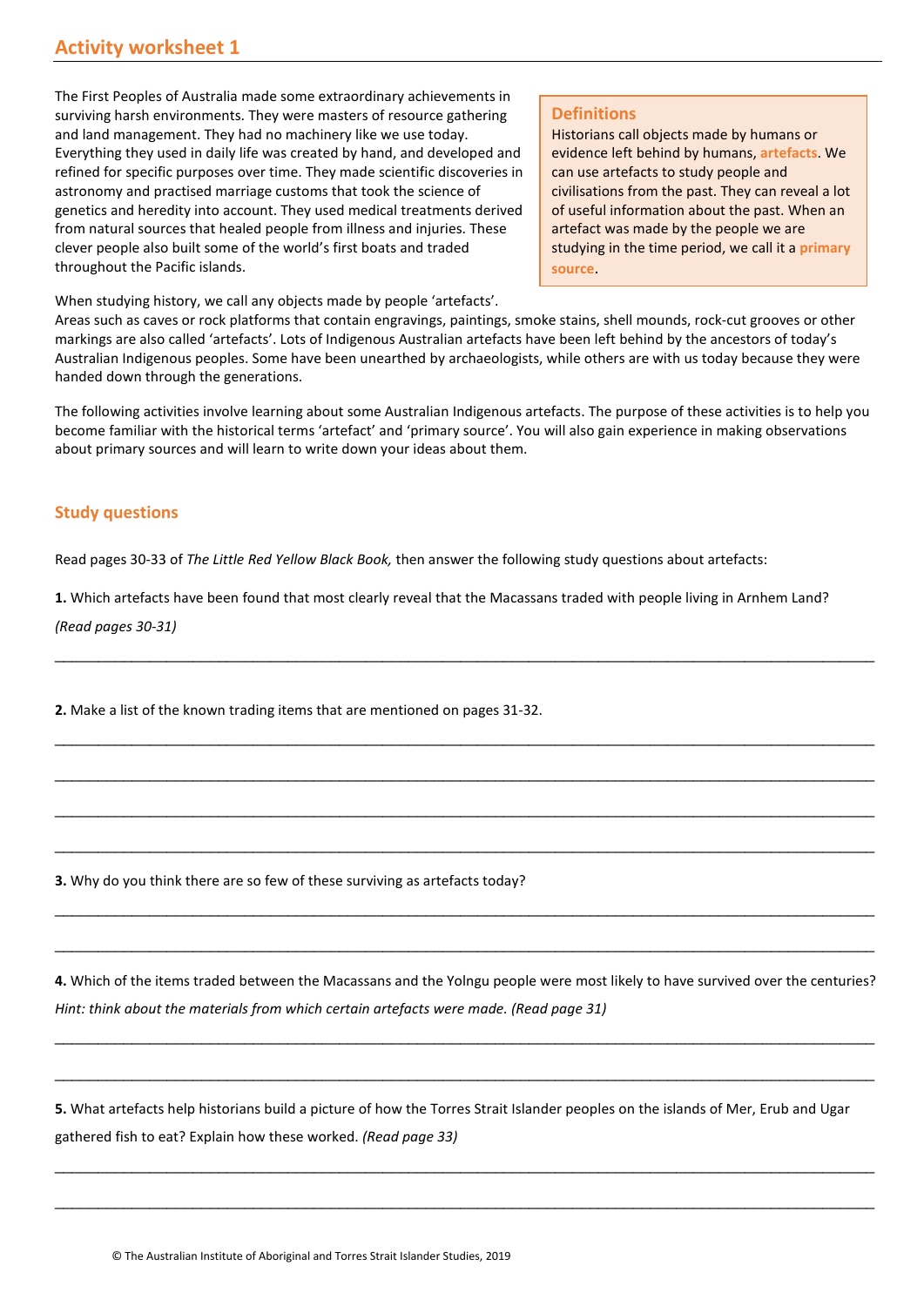## Activity worksheet 1

The First Peoples of Australia made some extraordinary achievements in surviving harsh environments. They were masters of resource gathering and land management. They had no machinery like we use today. Everything they used in daily life was created by hand, and developed and refined for specific purposes over time. They made scientific discoveries in astronomy and practised marriage customs that took the science of genetics and heredity into account. They used medical treatments derived from natural sources that healed people from illness and injuries. These clever people also built some of the world's first boats and traded throughout the Pacific islands.

> ### Definitions
> Historians call objects made by humans or evidence left behind by humans, **artefacts**. We can use artefacts to study people and civilisations from the past. They can reveal a lot of useful information about the past. When an artefact was made by the people we are studying in the time period, we call it a **primary source**.

When studying history, we call any objects made by people 'artefacts'. Areas such as caves or rock platforms that contain engravings, paintings, smoke stains, shell mounds, rock-cut grooves or other markings are also called 'artefacts'. Lots of Indigenous Australian artefacts have been left behind by the ancestors of today's Australian Indigenous peoples. Some have been unearthed by archaeologists, while others are with us today because they were handed down through the generations.

The following activities involve learning about some Australian Indigenous artefacts. The purpose of these activities is to help you become familiar with the historical terms 'artefact' and 'primary source'. You will also gain experience in making observations about primary sources and will learn to write down your ideas about them.

### Study questions

Read pages 30-33 of *The Little Red Yellow Black Book,* then answer the following study questions about artefacts:

**1.** Which artefacts have been found that most clearly reveal that the Macassans traded with people living in Arnhem Land?
*(Read pages 30-31)*

_______________________________________________________________________________

**2.** Make a list of the known trading items that are mentioned on pages 31-32.

_______________________________________________________________________________

_______________________________________________________________________________

_______________________________________________________________________________

_______________________________________________________________________________

**3.** Why do you think there are so few of these surviving as artefacts today?

_______________________________________________________________________________

_______________________________________________________________________________

**4.** Which of the items traded between the Macassans and the Yolngu people were most likely to have survived over the centuries?
*Hint: think about the materials from which certain artefacts were made. (Read page 31)*

_______________________________________________________________________________

_______________________________________________________________________________

**5.** What artefacts help historians build a picture of how the Torres Strait Islander peoples on the islands of Mer, Erub and Ugar gathered fish to eat? Explain how these worked. *(Read page 33)*

_______________________________________________________________________________

_______________________________________________________________________________

© The Australian Institute of Aboriginal and Torres Strait Islander Studies, 2019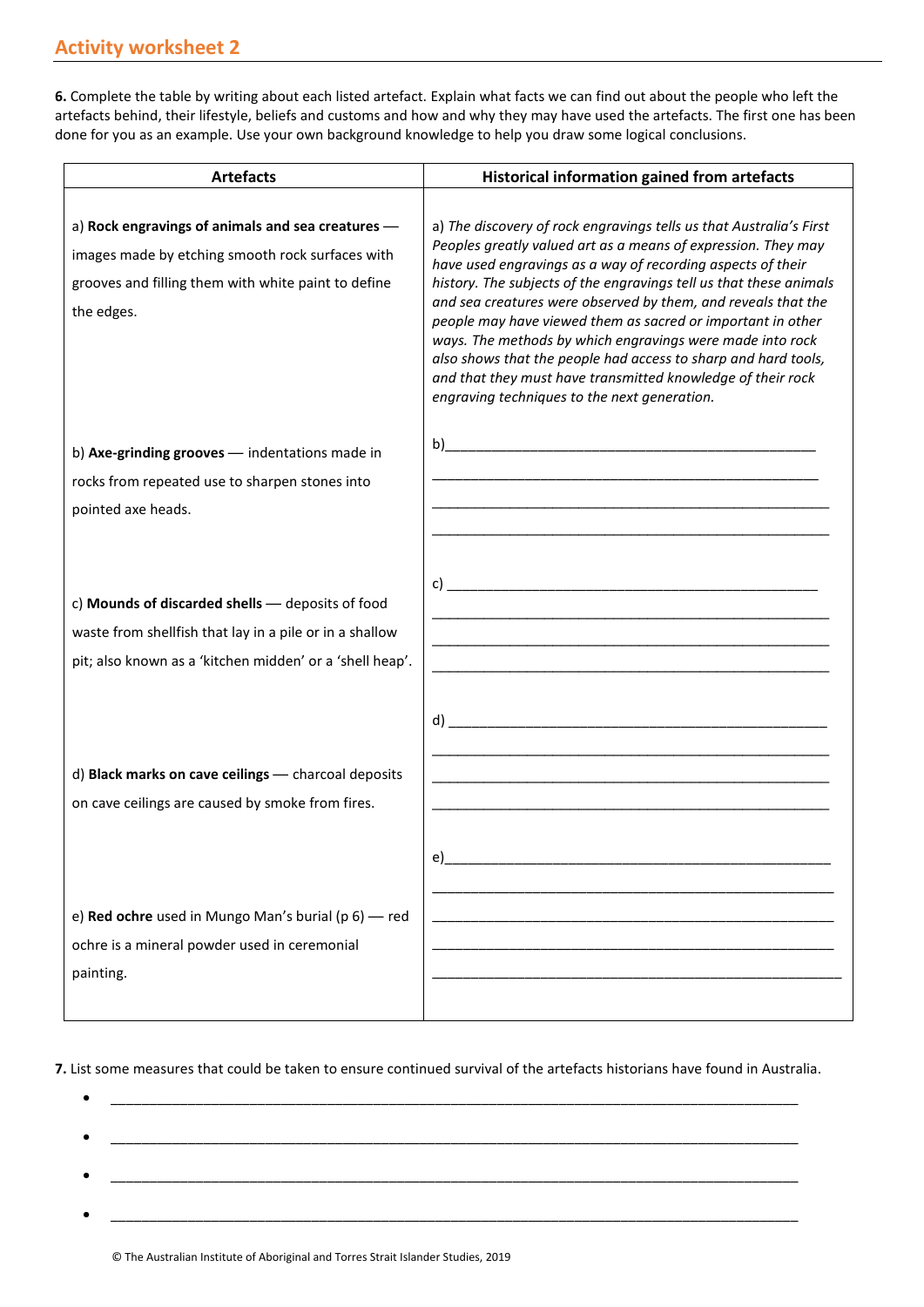## Activity worksheet 2

**6.** Complete the table by writing about each listed artefact. Explain what facts we can find out about the people who left the artefacts behind, their lifestyle, beliefs and customs and how and why they may have used the artefacts. The first one has been done for you as an example. Use your own background knowledge to help you draw some logical conclusions.

| Artefacts | Historical information gained from artefacts |
|---|---|
| a) **Rock engravings of animals and sea creatures** — images made by etching smooth rock surfaces with grooves and filling them with white paint to define the edges. | a) *The discovery of rock engravings tells us that Australia's First Peoples greatly valued art as a means of expression. They may have used engravings as a way of recording aspects of their history. The subjects of the engravings tell us that these animals and sea creatures were observed by them, and reveals that the people may have viewed them as sacred or important in other ways. The methods by which engravings were made into rock also shows that the people had access to sharp and hard tools, and that they must have transmitted knowledge of their rock engraving techniques to the next generation.* |
| b) **Axe-grinding grooves** — indentations made in rocks from repeated use to sharpen stones into pointed axe heads. | b)\_\_\_\_\_\_\_\_\_\_\_\_\_\_\_\_\_\_\_\_\_\_\_\_\_\_\_\_\_\_\_\_\_\_\_\_\_\_\_\_\_\_\_\_ |
| c) **Mounds of discarded shells** — deposits of food waste from shellfish that lay in a pile or in a shallow pit; also known as a 'kitchen midden' or a 'shell heap'. | c) \_\_\_\_\_\_\_\_\_\_\_\_\_\_\_\_\_\_\_\_\_\_\_\_\_\_\_\_\_\_\_\_\_\_\_\_\_\_\_\_\_\_\_\_ |
| d) **Black marks on cave ceilings** — charcoal deposits on cave ceilings are caused by smoke from fires. | d) \_\_\_\_\_\_\_\_\_\_\_\_\_\_\_\_\_\_\_\_\_\_\_\_\_\_\_\_\_\_\_\_\_\_\_\_\_\_\_\_\_\_\_\_ |
| e) **Red ochre** used in Mungo Man's burial (p 6) — red ochre is a mineral powder used in ceremonial painting. | e)\_\_\_\_\_\_\_\_\_\_\_\_\_\_\_\_\_\_\_\_\_\_\_\_\_\_\_\_\_\_\_\_\_\_\_\_\_\_\_\_\_\_\_\_ |

**7.** List some measures that could be taken to ensure continued survival of the artefacts historians have found in Australia.

- \_\_\_\_\_\_\_\_\_\_\_\_\_\_\_\_\_\_\_\_\_\_\_\_\_\_\_\_\_\_\_\_\_\_\_\_\_\_\_\_\_\_\_\_\_\_\_\_\_\_\_\_\_\_\_\_\_\_\_\_\_\_\_\_\_\_\_\_\_\_\_\_
- \_\_\_\_\_\_\_\_\_\_\_\_\_\_\_\_\_\_\_\_\_\_\_\_\_\_\_\_\_\_\_\_\_\_\_\_\_\_\_\_\_\_\_\_\_\_\_\_\_\_\_\_\_\_\_\_\_\_\_\_\_\_\_\_\_\_\_\_\_\_\_\_
- \_\_\_\_\_\_\_\_\_\_\_\_\_\_\_\_\_\_\_\_\_\_\_\_\_\_\_\_\_\_\_\_\_\_\_\_\_\_\_\_\_\_\_\_\_\_\_\_\_\_\_\_\_\_\_\_\_\_\_\_\_\_\_\_\_\_\_\_\_\_\_\_
- \_\_\_\_\_\_\_\_\_\_\_\_\_\_\_\_\_\_\_\_\_\_\_\_\_\_\_\_\_\_\_\_\_\_\_\_\_\_\_\_\_\_\_\_\_\_\_\_\_\_\_\_\_\_\_\_\_\_\_\_\_\_\_\_\_\_\_\_\_\_\_\_

© The Australian Institute of Aboriginal and Torres Strait Islander Studies, 2019